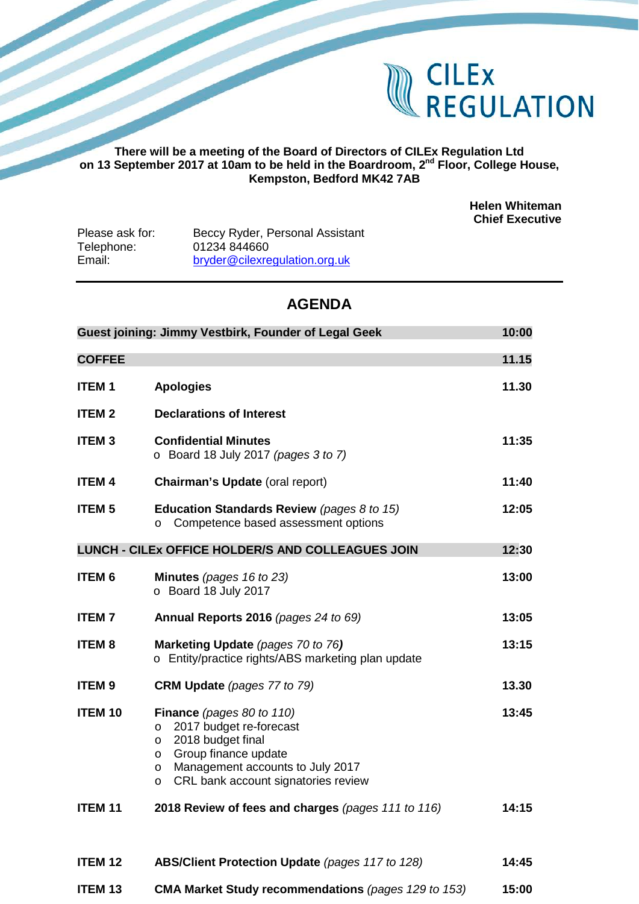CILEx REGULATION

**There will be a meeting of the Board of Directors of CILEx Regulation Ltd on 13 September 2017 at 10am to be held in the Boardroom, 2nd Floor, College House, Kempston, Bedford MK42 7AB**

**Helen Whiteman**
**Chief Executive**

Please ask for: Beccy Ryder, Personal Assistant
Telephone: 01234 844660
Email: bryder@cilexregulation.org.uk

---

## AGENDA

| | | |
|---|---|---|
| **Guest joining: Jimmy Vestbirk, Founder of Legal Geek** | | **10:00** |
| **COFFEE** | | **11.15** |
| **ITEM 1** | **Apologies** | **11.30** |
| **ITEM 2** | **Declarations of Interest** | |
| **ITEM 3** | **Confidential Minutes**<br>o Board 18 July 2017 *(pages 3 to 7)* | **11:35** |
| **ITEM 4** | **Chairman's Update** (oral report) | **11:40** |
| **ITEM 5** | **Education Standards Review** *(pages 8 to 15)*<br>o Competence based assessment options | **12:05** |
| **LUNCH - CILEx OFFICE HOLDER/S AND COLLEAGUES JOIN** | | **12:30** |
| **ITEM 6** | **Minutes** *(pages 16 to 23)*<br>o Board 18 July 2017 | **13:00** |
| **ITEM 7** | **Annual Reports 2016** *(pages 24 to 69)* | **13:05** |
| **ITEM 8** | **Marketing Update** *(pages 70 to 76)*<br>o Entity/practice rights/ABS marketing plan update | **13:15** |
| **ITEM 9** | **CRM Update** *(pages 77 to 79)* | **13.30** |
| **ITEM 10** | **Finance** *(pages 80 to 110)*<br>o 2017 budget re-forecast<br>o 2018 budget final<br>o Group finance update<br>o Management accounts to July 2017<br>o CRL bank account signatories review | **13:45** |
| **ITEM 11** | **2018 Review of fees and charges** *(pages 111 to 116)* | **14:15** |
| **ITEM 12** | **ABS/Client Protection Update** *(pages 117 to 128)* | **14:45** |
| **ITEM 13** | **CMA Market Study recommendations** *(pages 129 to 153)* | **15:00** |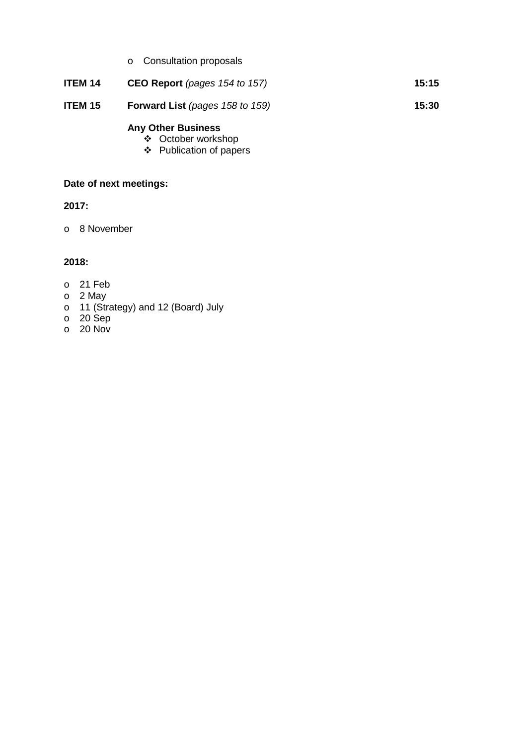- Consultation proposals

| | | |
|---|---|---|
| **ITEM 14** | **CEO Report** *(pages 154 to 157)* | **15:15** |
| **ITEM 15** | **Forward List** *(pages 158 to 159)* | **15:30** |

**Any Other Business**

- October workshop
- Publication of papers

**Date of next meetings:**

**2017:**

- 8 November

**2018:**

- 21 Feb
- 2 May
- 11 (Strategy) and 12 (Board) July
- 20 Sep
- 20 Nov